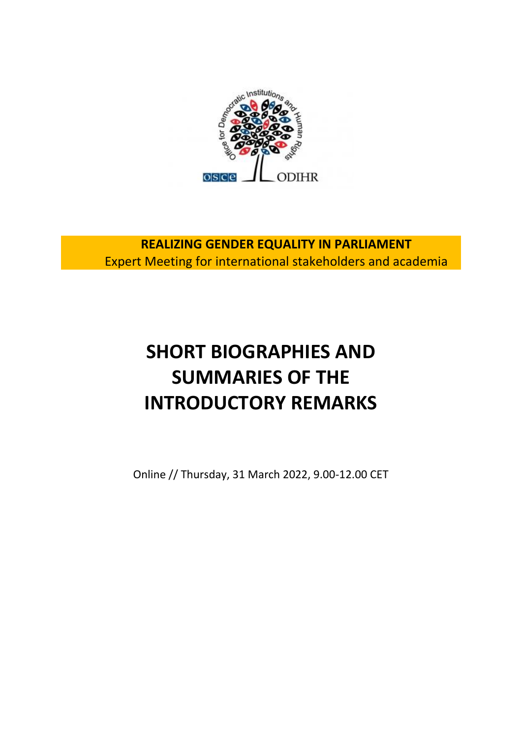**REALIZING GENDER EQUALITY IN PARLIAMENT**
Expert Meeting for international stakeholders and academia

# SHORT BIOGRAPHIES AND SUMMARIES OF THE INTRODUCTORY REMARKS

Online // Thursday, 31 March 2022, 9.00-12.00 CET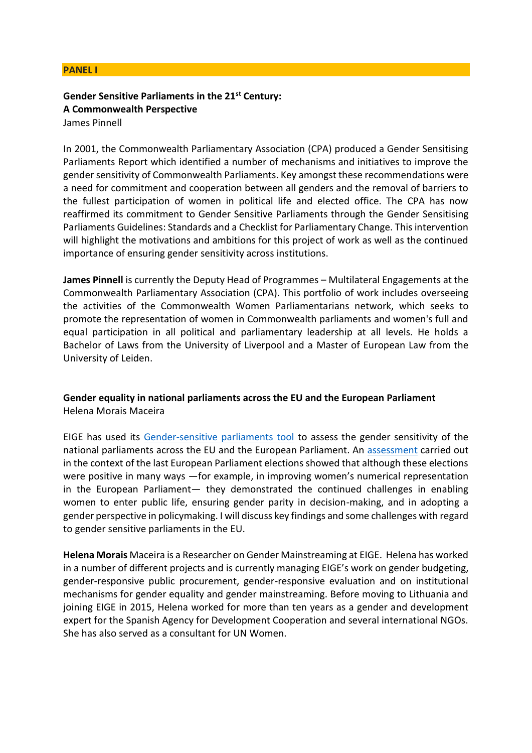## PANEL I

**Gender Sensitive Parliaments in the 21st Century: A Commonwealth Perspective**
James Pinnell

In 2001, the Commonwealth Parliamentary Association (CPA) produced a Gender Sensitising Parliaments Report which identified a number of mechanisms and initiatives to improve the gender sensitivity of Commonwealth Parliaments. Key amongst these recommendations were a need for commitment and cooperation between all genders and the removal of barriers to the fullest participation of women in political life and elected office. The CPA has now reaffirmed its commitment to Gender Sensitive Parliaments through the Gender Sensitising Parliaments Guidelines: Standards and a Checklist for Parliamentary Change. This intervention will highlight the motivations and ambitions for this project of work as well as the continued importance of ensuring gender sensitivity across institutions.

**James Pinnell** is currently the Deputy Head of Programmes – Multilateral Engagements at the Commonwealth Parliamentary Association (CPA). This portfolio of work includes overseeing the activities of the Commonwealth Women Parliamentarians network, which seeks to promote the representation of women in Commonwealth parliaments and women's full and equal participation in all political and parliamentary leadership at all levels. He holds a Bachelor of Laws from the University of Liverpool and a Master of European Law from the University of Leiden.

**Gender equality in national parliaments across the EU and the European Parliament**
Helena Morais Maceira

EIGE has used its Gender-sensitive parliaments tool to assess the gender sensitivity of the national parliaments across the EU and the European Parliament. An assessment carried out in the context of the last European Parliament elections showed that although these elections were positive in many ways —for example, in improving women's numerical representation in the European Parliament— they demonstrated the continued challenges in enabling women to enter public life, ensuring gender parity in decision-making, and in adopting a gender perspective in policymaking. I will discuss key findings and some challenges with regard to gender sensitive parliaments in the EU.

**Helena Morais** Maceira is a Researcher on Gender Mainstreaming at EIGE. Helena has worked in a number of different projects and is currently managing EIGE's work on gender budgeting, gender-responsive public procurement, gender-responsive evaluation and on institutional mechanisms for gender equality and gender mainstreaming. Before moving to Lithuania and joining EIGE in 2015, Helena worked for more than ten years as a gender and development expert for the Spanish Agency for Development Cooperation and several international NGOs. She has also served as a consultant for UN Women.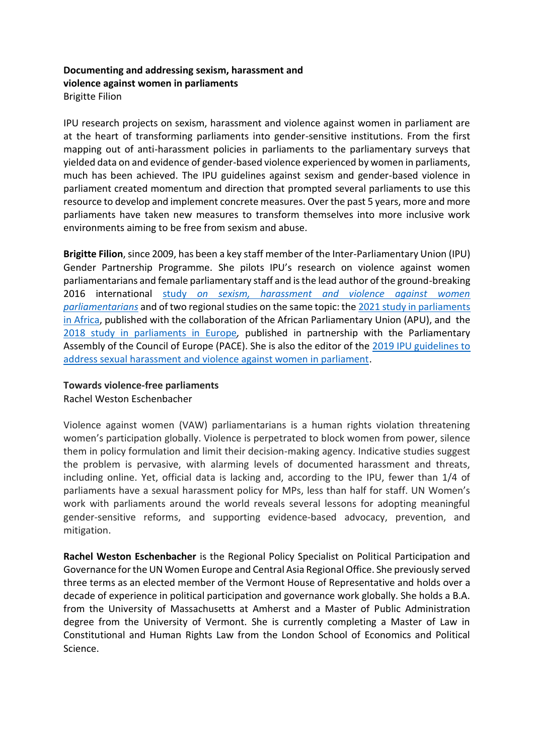**Documenting and addressing sexism, harassment and violence against women in parliaments**
Brigitte Filion

IPU research projects on sexism, harassment and violence against women in parliament are at the heart of transforming parliaments into gender-sensitive institutions. From the first mapping out of anti-harassment policies in parliaments to the parliamentary surveys that yielded data on and evidence of gender-based violence experienced by women in parliaments, much has been achieved. The IPU guidelines against sexism and gender-based violence in parliament created momentum and direction that prompted several parliaments to use this resource to develop and implement concrete measures. Over the past 5 years, more and more parliaments have taken new measures to transform themselves into more inclusive work environments aiming to be free from sexism and abuse.

**Brigitte Filion**, since 2009, has been a key staff member of the Inter-Parliamentary Union (IPU) Gender Partnership Programme. She pilots IPU's research on violence against women parliamentarians and female parliamentary staff and is the lead author of the ground-breaking 2016 international *study on sexism, harassment and violence against women parliamentarians* and of two regional studies on the same topic: the 2021 study in parliaments in Africa, published with the collaboration of the African Parliamentary Union (APU), and the 2018 study in parliaments in Europe, published in partnership with the Parliamentary Assembly of the Council of Europe (PACE). She is also the editor of the 2019 IPU guidelines to address sexual harassment and violence against women in parliament.

**Towards violence-free parliaments**
Rachel Weston Eschenbacher

Violence against women (VAW) parliamentarians is a human rights violation threatening women's participation globally. Violence is perpetrated to block women from power, silence them in policy formulation and limit their decision-making agency. Indicative studies suggest the problem is pervasive, with alarming levels of documented harassment and threats, including online. Yet, official data is lacking and, according to the IPU, fewer than 1/4 of parliaments have a sexual harassment policy for MPs, less than half for staff. UN Women's work with parliaments around the world reveals several lessons for adopting meaningful gender-sensitive reforms, and supporting evidence-based advocacy, prevention, and mitigation.

**Rachel Weston Eschenbacher** is the Regional Policy Specialist on Political Participation and Governance for the UN Women Europe and Central Asia Regional Office. She previously served three terms as an elected member of the Vermont House of Representative and holds over a decade of experience in political participation and governance work globally. She holds a B.A. from the University of Massachusetts at Amherst and a Master of Public Administration degree from the University of Vermont. She is currently completing a Master of Law in Constitutional and Human Rights Law from the London School of Economics and Political Science.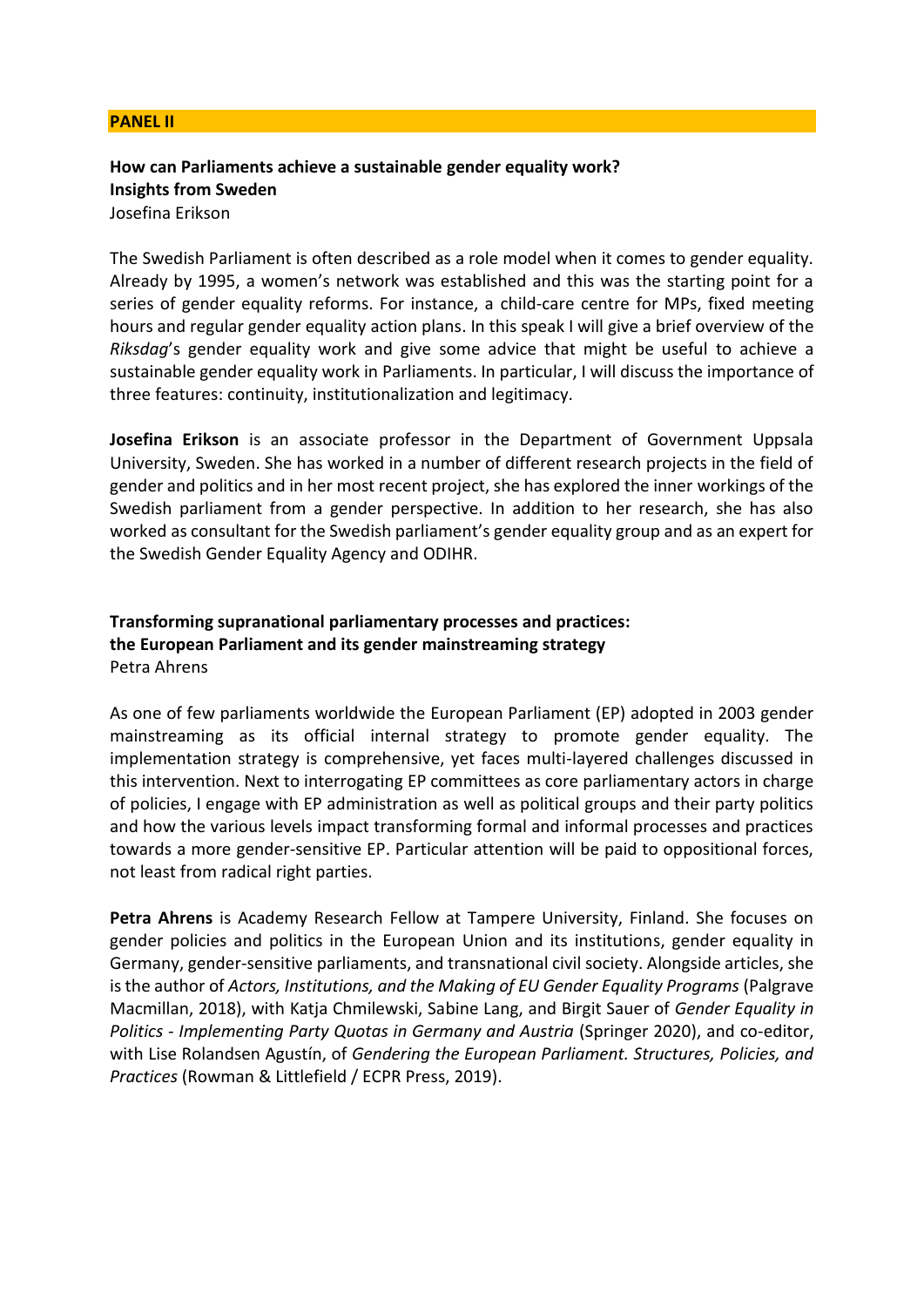## PANEL II

**How can Parliaments achieve a sustainable gender equality work?**
**Insights from Sweden**
Josefina Erikson

The Swedish Parliament is often described as a role model when it comes to gender equality. Already by 1995, a women's network was established and this was the starting point for a series of gender equality reforms. For instance, a child-care centre for MPs, fixed meeting hours and regular gender equality action plans. In this speak I will give a brief overview of the *Riksdag*'s gender equality work and give some advice that might be useful to achieve a sustainable gender equality work in Parliaments. In particular, I will discuss the importance of three features: continuity, institutionalization and legitimacy.

**Josefina Erikson** is an associate professor in the Department of Government Uppsala University, Sweden. She has worked in a number of different research projects in the field of gender and politics and in her most recent project, she has explored the inner workings of the Swedish parliament from a gender perspective. In addition to her research, she has also worked as consultant for the Swedish parliament's gender equality group and as an expert for the Swedish Gender Equality Agency and ODIHR.

**Transforming supranational parliamentary processes and practices:**
**the European Parliament and its gender mainstreaming strategy**
Petra Ahrens

As one of few parliaments worldwide the European Parliament (EP) adopted in 2003 gender mainstreaming as its official internal strategy to promote gender equality. The implementation strategy is comprehensive, yet faces multi-layered challenges discussed in this intervention. Next to interrogating EP committees as core parliamentary actors in charge of policies, I engage with EP administration as well as political groups and their party politics and how the various levels impact transforming formal and informal processes and practices towards a more gender-sensitive EP. Particular attention will be paid to oppositional forces, not least from radical right parties.

**Petra Ahrens** is Academy Research Fellow at Tampere University, Finland. She focuses on gender policies and politics in the European Union and its institutions, gender equality in Germany, gender-sensitive parliaments, and transnational civil society. Alongside articles, she is the author of *Actors, Institutions, and the Making of EU Gender Equality Programs* (Palgrave Macmillan, 2018), with Katja Chmilewski, Sabine Lang, and Birgit Sauer of *Gender Equality in Politics - Implementing Party Quotas in Germany and Austria* (Springer 2020), and co-editor, with Lise Rolandsen Agustín, of *Gendering the European Parliament. Structures, Policies, and Practices* (Rowman & Littlefield / ECPR Press, 2019).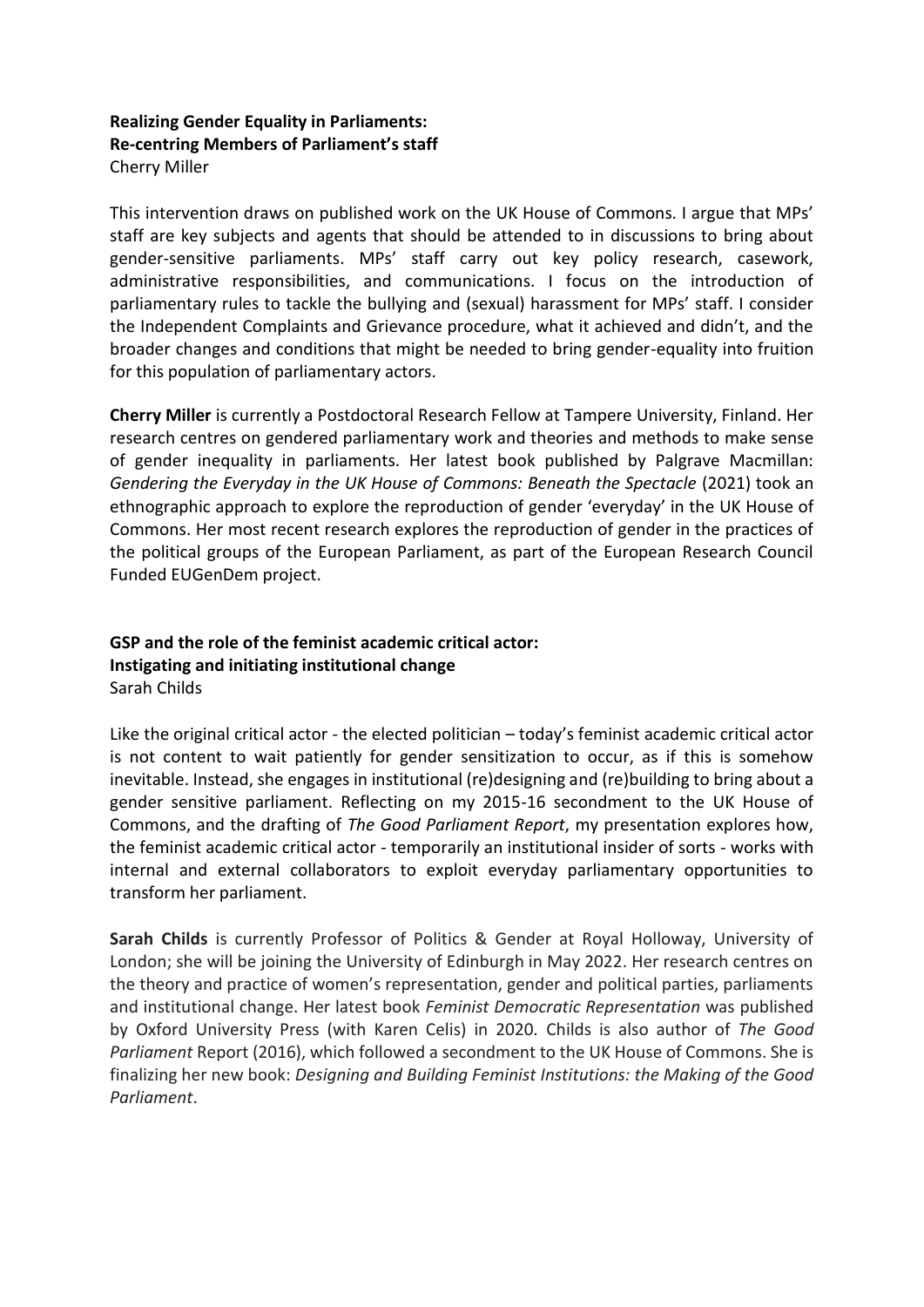**Realizing Gender Equality in Parliaments:**
**Re-centring Members of Parliament's staff**
Cherry Miller

This intervention draws on published work on the UK House of Commons. I argue that MPs' staff are key subjects and agents that should be attended to in discussions to bring about gender-sensitive parliaments. MPs' staff carry out key policy research, casework, administrative responsibilities, and communications. I focus on the introduction of parliamentary rules to tackle the bullying and (sexual) harassment for MPs' staff. I consider the Independent Complaints and Grievance procedure, what it achieved and didn't, and the broader changes and conditions that might be needed to bring gender-equality into fruition for this population of parliamentary actors.

**Cherry Miller** is currently a Postdoctoral Research Fellow at Tampere University, Finland. Her research centres on gendered parliamentary work and theories and methods to make sense of gender inequality in parliaments. Her latest book published by Palgrave Macmillan: *Gendering the Everyday in the UK House of Commons: Beneath the Spectacle* (2021) took an ethnographic approach to explore the reproduction of gender 'everyday' in the UK House of Commons. Her most recent research explores the reproduction of gender in the practices of the political groups of the European Parliament, as part of the European Research Council Funded EUGenDem project.

**GSP and the role of the feminist academic critical actor:**
**Instigating and initiating institutional change**
Sarah Childs

Like the original critical actor - the elected politician – today's feminist academic critical actor is not content to wait patiently for gender sensitization to occur, as if this is somehow inevitable. Instead, she engages in institutional (re)designing and (re)building to bring about a gender sensitive parliament. Reflecting on my 2015-16 secondment to the UK House of Commons, and the drafting of *The Good Parliament Report*, my presentation explores how, the feminist academic critical actor - temporarily an institutional insider of sorts - works with internal and external collaborators to exploit everyday parliamentary opportunities to transform her parliament.

**Sarah Childs** is currently Professor of Politics & Gender at Royal Holloway, University of London; she will be joining the University of Edinburgh in May 2022. Her research centres on the theory and practice of women's representation, gender and political parties, parliaments and institutional change. Her latest book *Feminist Democratic Representation* was published by Oxford University Press (with Karen Celis) in 2020. Childs is also author of *The Good Parliament* Report (2016), which followed a secondment to the UK House of Commons. She is finalizing her new book: *Designing and Building Feminist Institutions: the Making of the Good Parliament*.